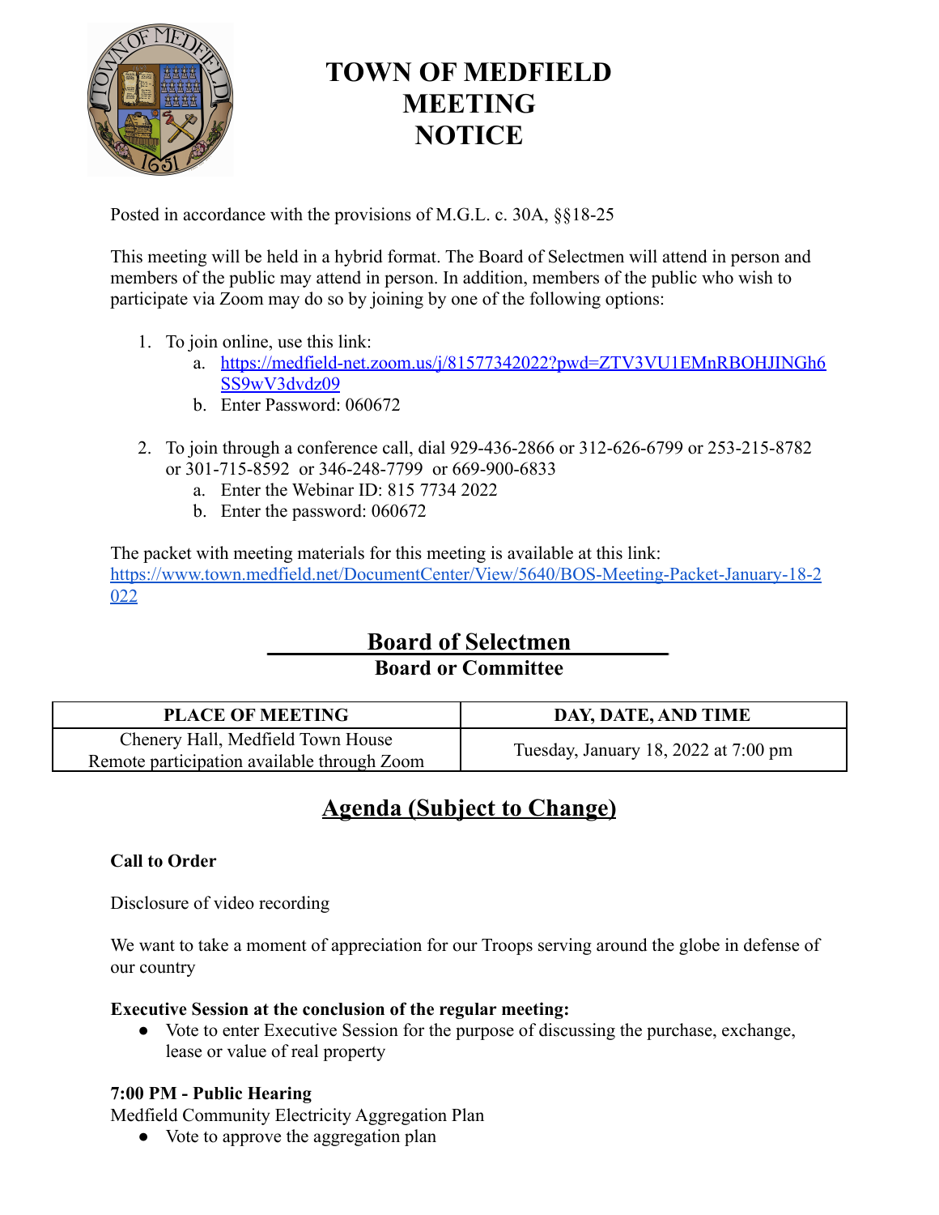# TOWN OF MEDFIELD MEETING NOTICE

Posted in accordance with the provisions of M.G.L. c. 30A, §§18-25

This meeting will be held in a hybrid format. The Board of Selectmen will attend in person and members of the public may attend in person. In addition, members of the public who wish to participate via Zoom may do so by joining by one of the following options:

1. To join online, use this link:
   a. https://medfield-net.zoom.us/j/81577342022?pwd=ZTV3VU1EMnRBOHJINGh6SS9wV3dvdz09
   b. Enter Password: 060672

2. To join through a conference call, dial 929-436-2866 or 312-626-6799 or 253-215-8782 or 301-715-8592 or 346-248-7799 or 669-900-6833
   a. Enter the Webinar ID: 815 7734 2022
   b. Enter the password: 060672

The packet with meeting materials for this meeting is available at this link: https://www.town.medfield.net/DocumentCenter/View/5640/BOS-Meeting-Packet-January-18-2022

## Board of Selectmen

**Board or Committee**

| PLACE OF MEETING | DAY, DATE, AND TIME |
|---|---|
| Chenery Hall, Medfield Town House<br>Remote participation available through Zoom | Tuesday, January 18, 2022 at 7:00 pm |

## Agenda (Subject to Change)

**Call to Order**

Disclosure of video recording

We want to take a moment of appreciation for our Troops serving around the globe in defense of our country

**Executive Session at the conclusion of the regular meeting:**

- Vote to enter Executive Session for the purpose of discussing the purchase, exchange, lease or value of real property

**7:00 PM - Public Hearing**

Medfield Community Electricity Aggregation Plan

- Vote to approve the aggregation plan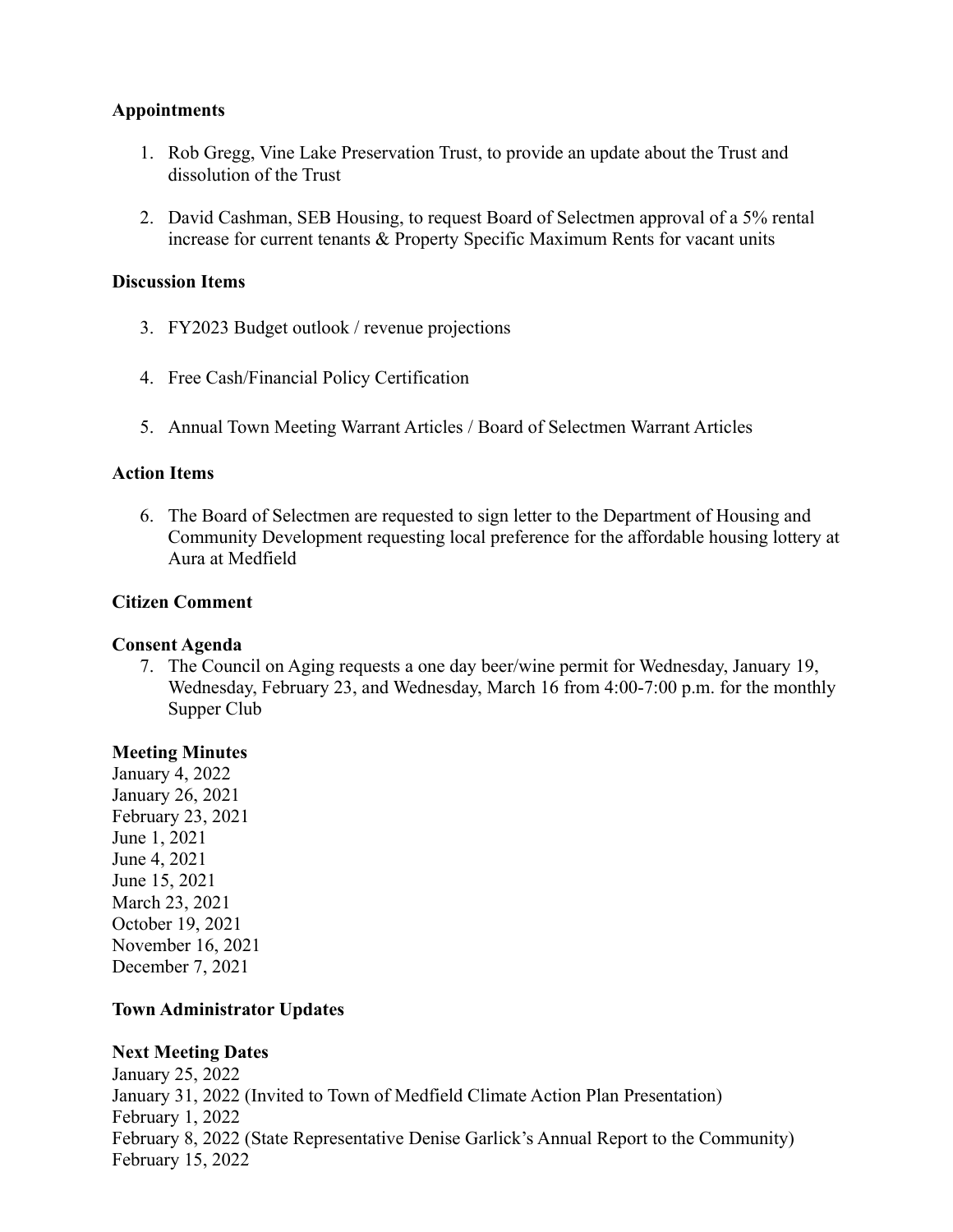**Appointments**

1. Rob Gregg, Vine Lake Preservation Trust, to provide an update about the Trust and dissolution of the Trust

2. David Cashman, SEB Housing, to request Board of Selectmen approval of a 5% rental increase for current tenants & Property Specific Maximum Rents for vacant units

**Discussion Items**

3. FY2023 Budget outlook / revenue projections

4. Free Cash/Financial Policy Certification

5. Annual Town Meeting Warrant Articles / Board of Selectmen Warrant Articles

**Action Items**

6. The Board of Selectmen are requested to sign letter to the Department of Housing and Community Development requesting local preference for the affordable housing lottery at Aura at Medfield

**Citizen Comment**

**Consent Agenda**

7. The Council on Aging requests a one day beer/wine permit for Wednesday, January 19, Wednesday, February 23, and Wednesday, March 16 from 4:00-7:00 p.m. for the monthly Supper Club

**Meeting Minutes**

January 4, 2022
January 26, 2021
February 23, 2021
June 1, 2021
June 4, 2021
June 15, 2021
March 23, 2021
October 19, 2021
November 16, 2021
December 7, 2021

**Town Administrator Updates**

**Next Meeting Dates**

January 25, 2022
January 31, 2022 (Invited to Town of Medfield Climate Action Plan Presentation)
February 1, 2022
February 8, 2022 (State Representative Denise Garlick's Annual Report to the Community)
February 15, 2022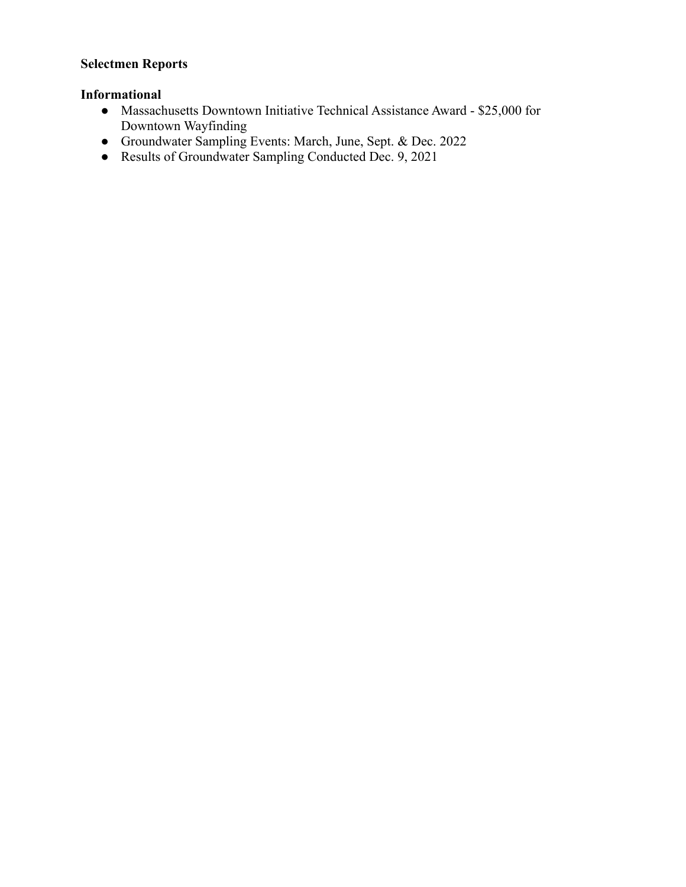**Selectmen Reports**

**Informational**

- Massachusetts Downtown Initiative Technical Assistance Award - $25,000 for Downtown Wayfinding
- Groundwater Sampling Events: March, June, Sept. & Dec. 2022
- Results of Groundwater Sampling Conducted Dec. 9, 2021